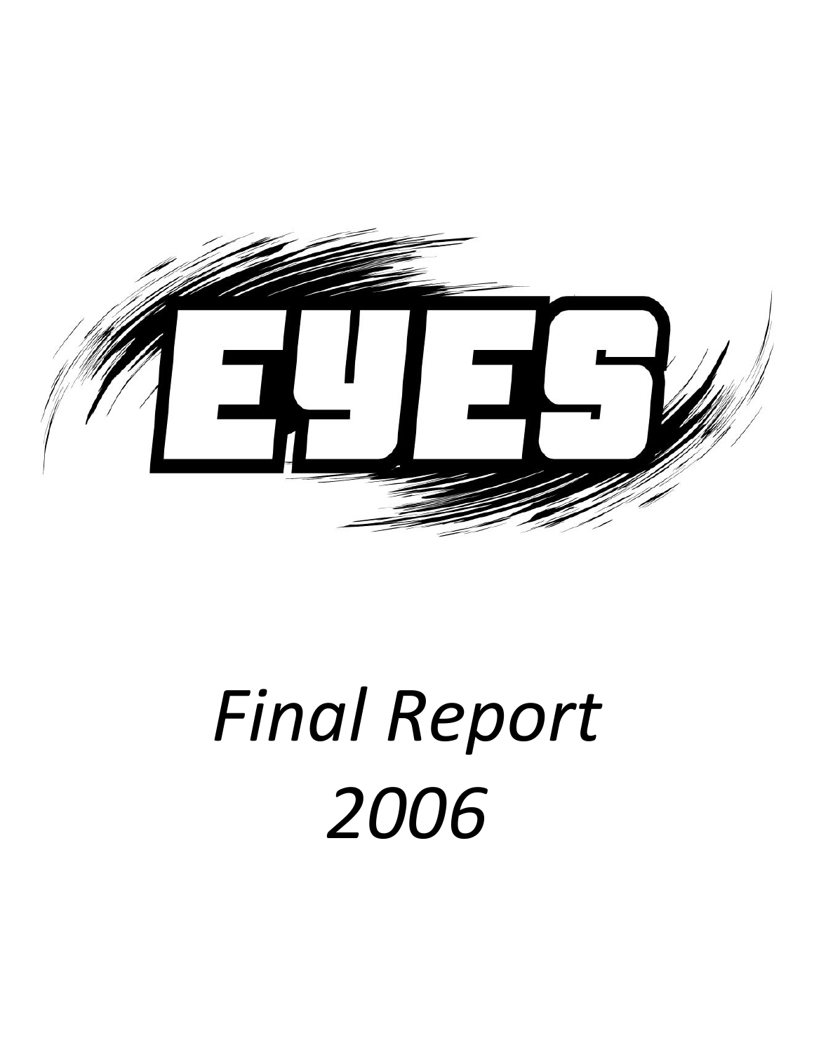# EYES

*Final Report*
*2006*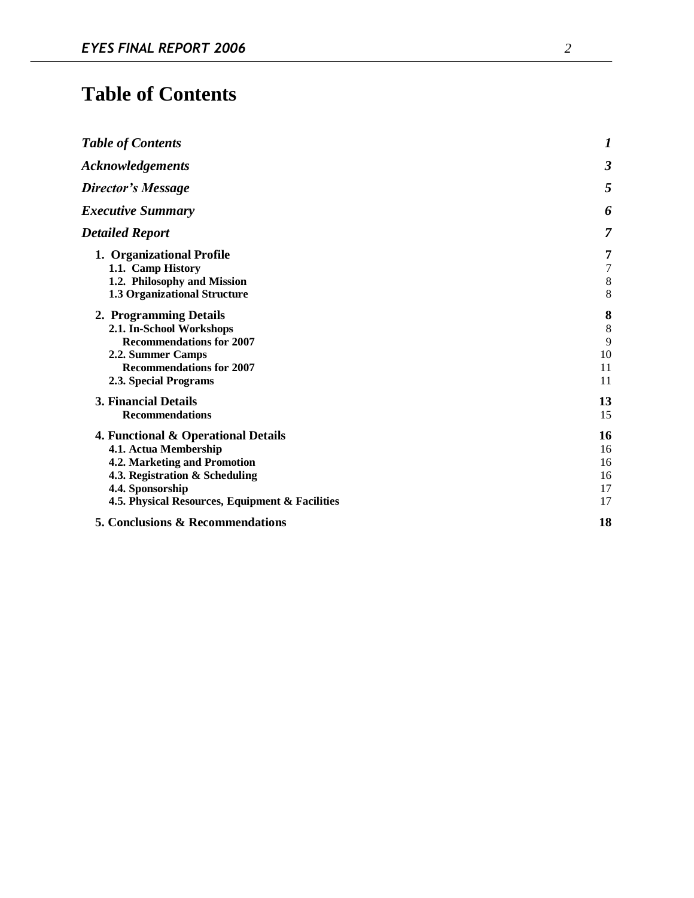# Table of Contents

| | |
|---|---|
| ***Table of Contents*** | ***1*** |
| ***Acknowledgements*** | ***3*** |
| ***Director's Message*** | ***5*** |
| ***Executive Summary*** | ***6*** |
| ***Detailed Report*** | ***7*** |
| **1. Organizational Profile** | **7** |
| **1.1. Camp History** | 7 |
| **1.2. Philosophy and Mission** | 8 |
| **1.3 Organizational Structure** | 8 |
| **2. Programming Details** | **8** |
| **2.1. In-School Workshops** | 8 |
| **Recommendations for 2007** | 9 |
| **2.2. Summer Camps** | 10 |
| **Recommendations for 2007** | 11 |
| **2.3. Special Programs** | 11 |
| **3. Financial Details** | **13** |
| **Recommendations** | 15 |
| **4. Functional & Operational Details** | **16** |
| **4.1. Actua Membership** | 16 |
| **4.2. Marketing and Promotion** | 16 |
| **4.3. Registration & Scheduling** | 16 |
| **4.4. Sponsorship** | 17 |
| **4.5. Physical Resources, Equipment & Facilities** | 17 |
| **5. Conclusions & Recommendations** | **18** |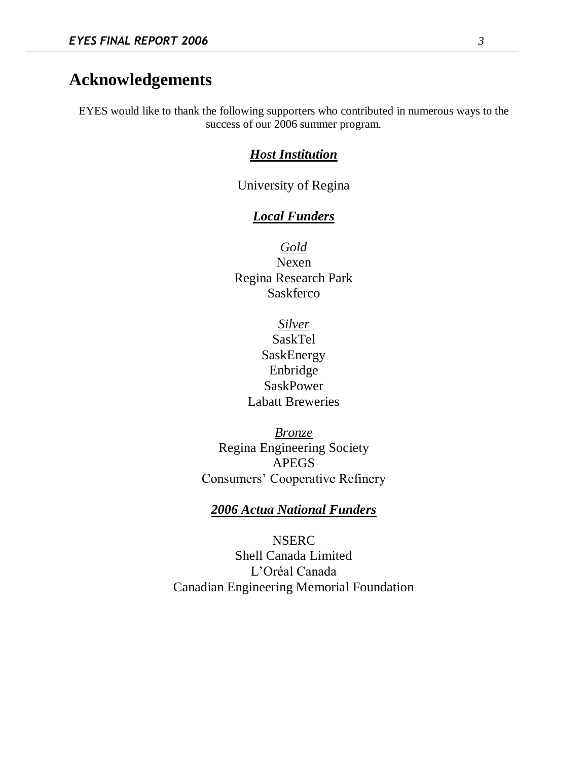# Acknowledgements

EYES would like to thank the following supporters who contributed in numerous ways to the success of our 2006 summer program.

## ***Host Institution***

University of Regina

## ***Local Funders***

*Gold*

Nexen
Regina Research Park
Saskferco

*Silver*

SaskTel
SaskEnergy
Enbridge
SaskPower
Labatt Breweries

*Bronze*

Regina Engineering Society
APEGS
Consumers' Cooperative Refinery

## ***2006 Actua National Funders***

NSERC
Shell Canada Limited
L'Oréal Canada
Canadian Engineering Memorial Foundation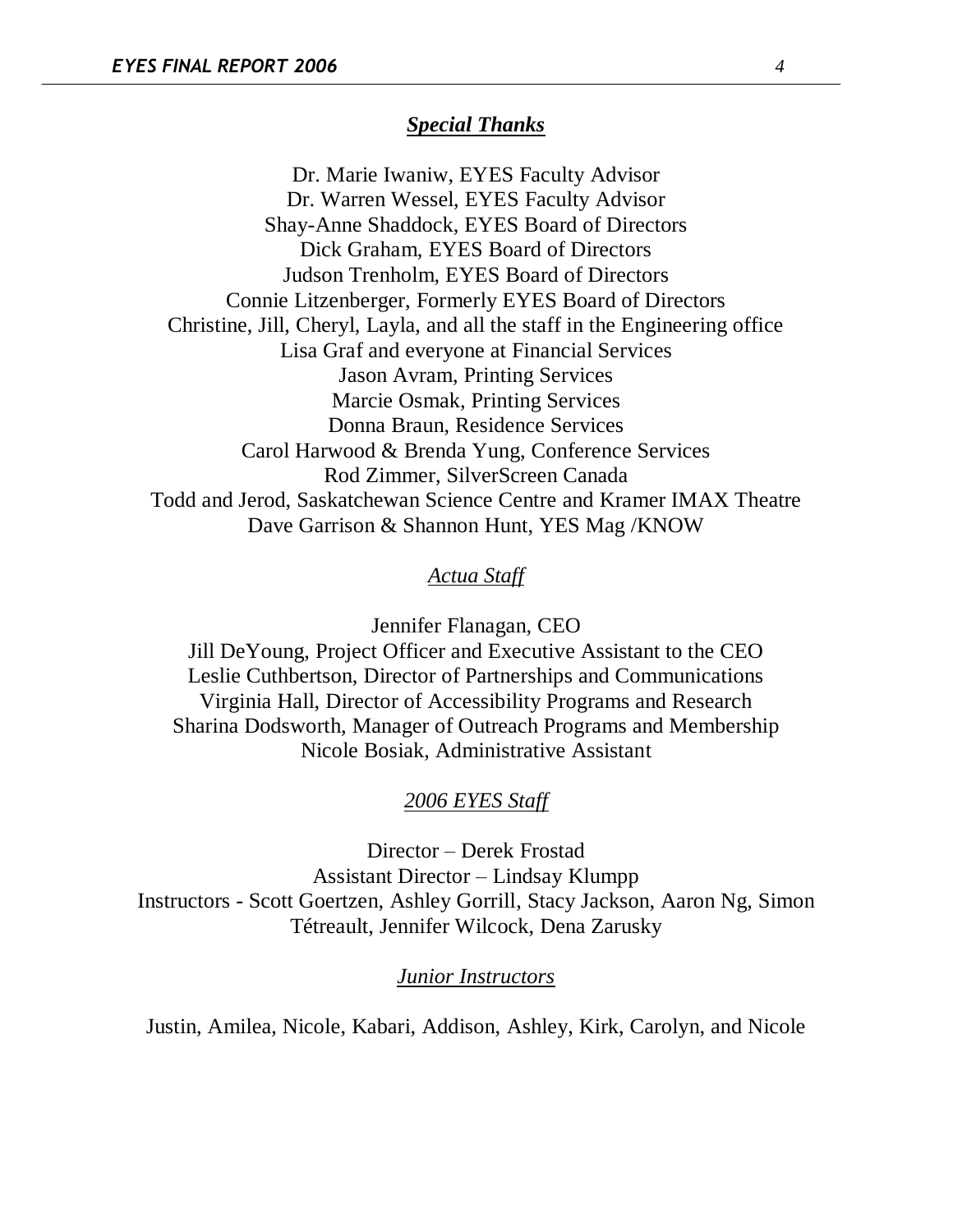## ***Special Thanks***

Dr. Marie Iwaniw, EYES Faculty Advisor
Dr. Warren Wessel, EYES Faculty Advisor
Shay-Anne Shaddock, EYES Board of Directors
Dick Graham, EYES Board of Directors
Judson Trenholm, EYES Board of Directors
Connie Litzenberger, Formerly EYES Board of Directors
Christine, Jill, Cheryl, Layla, and all the staff in the Engineering office
Lisa Graf and everyone at Financial Services
Jason Avram, Printing Services
Marcie Osmak, Printing Services
Donna Braun, Residence Services
Carol Harwood & Brenda Yung, Conference Services
Rod Zimmer, SilverScreen Canada
Todd and Jerod, Saskatchewan Science Centre and Kramer IMAX Theatre
Dave Garrison & Shannon Hunt, YES Mag /KNOW

### *Actua Staff*

Jennifer Flanagan, CEO
Jill DeYoung, Project Officer and Executive Assistant to the CEO
Leslie Cuthbertson, Director of Partnerships and Communications
Virginia Hall, Director of Accessibility Programs and Research
Sharina Dodsworth, Manager of Outreach Programs and Membership
Nicole Bosiak, Administrative Assistant

### *2006 EYES Staff*

Director – Derek Frostad
Assistant Director – Lindsay Klumpp
Instructors - Scott Goertzen, Ashley Gorrill, Stacy Jackson, Aaron Ng, Simon Tétreault, Jennifer Wilcock, Dena Zarusky

### *Junior Instructors*

Justin, Amilea, Nicole, Kabari, Addison, Ashley, Kirk, Carolyn, and Nicole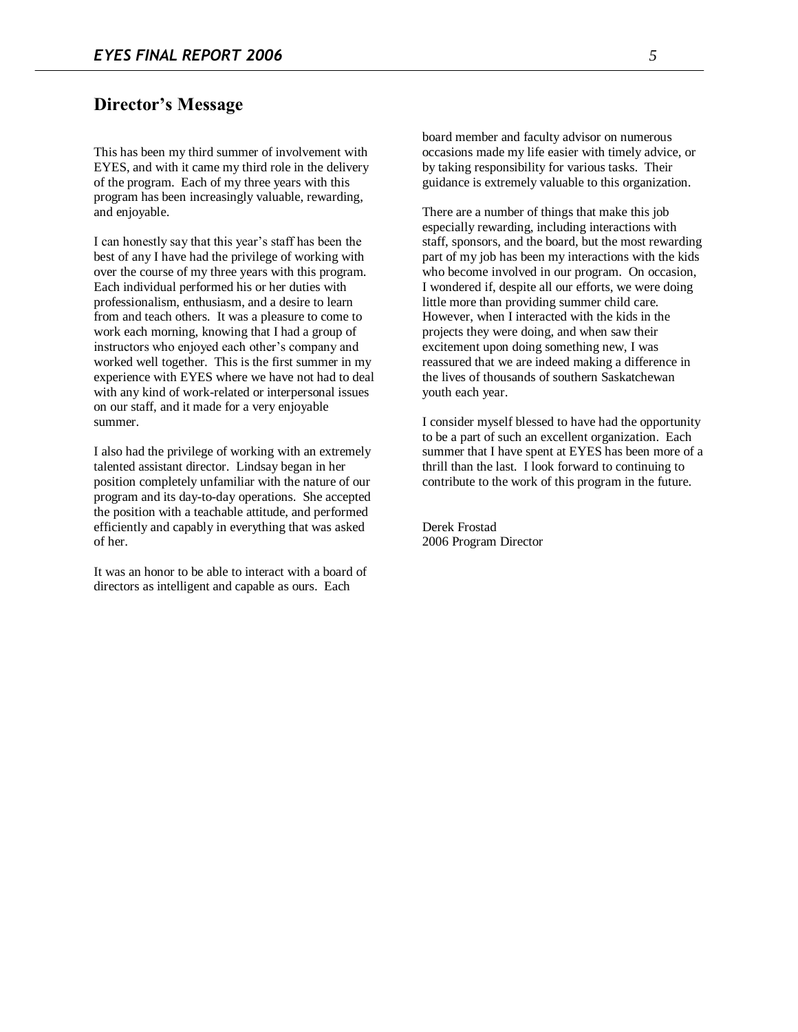## Director's Message

This has been my third summer of involvement with EYES, and with it came my third role in the delivery of the program. Each of my three years with this program has been increasingly valuable, rewarding, and enjoyable.

I can honestly say that this year's staff has been the best of any I have had the privilege of working with over the course of my three years with this program. Each individual performed his or her duties with professionalism, enthusiasm, and a desire to learn from and teach others. It was a pleasure to come to work each morning, knowing that I had a group of instructors who enjoyed each other's company and worked well together. This is the first summer in my experience with EYES where we have not had to deal with any kind of work-related or interpersonal issues on our staff, and it made for a very enjoyable summer.

I also had the privilege of working with an extremely talented assistant director. Lindsay began in her position completely unfamiliar with the nature of our program and its day-to-day operations. She accepted the position with a teachable attitude, and performed efficiently and capably in everything that was asked of her.

It was an honor to be able to interact with a board of directors as intelligent and capable as ours. Each board member and faculty advisor on numerous occasions made my life easier with timely advice, or by taking responsibility for various tasks. Their guidance is extremely valuable to this organization.

There are a number of things that make this job especially rewarding, including interactions with staff, sponsors, and the board, but the most rewarding part of my job has been my interactions with the kids who become involved in our program. On occasion, I wondered if, despite all our efforts, we were doing little more than providing summer child care. However, when I interacted with the kids in the projects they were doing, and when saw their excitement upon doing something new, I was reassured that we are indeed making a difference in the lives of thousands of southern Saskatchewan youth each year.

I consider myself blessed to have had the opportunity to be a part of such an excellent organization. Each summer that I have spent at EYES has been more of a thrill than the last. I look forward to continuing to contribute to the work of this program in the future.

Derek Frostad  
2006 Program Director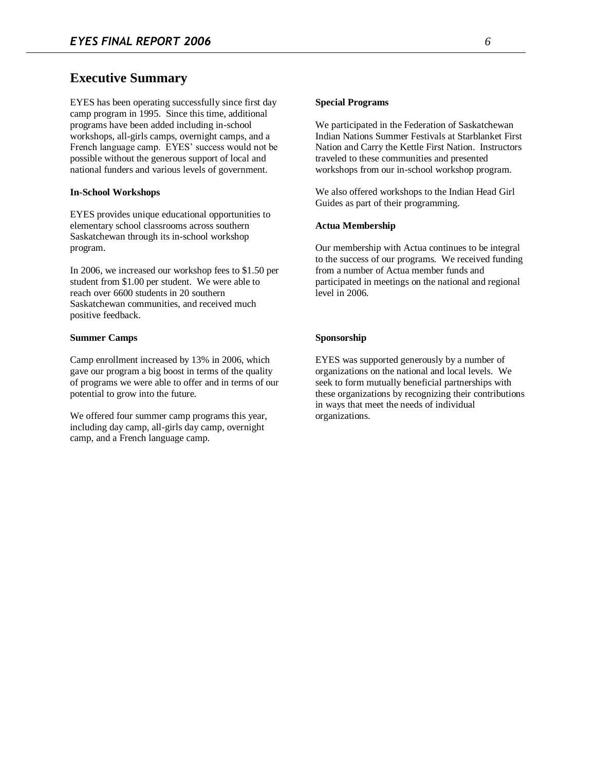## Executive Summary

EYES has been operating successfully since first day camp program in 1995. Since this time, additional programs have been added including in-school workshops, all-girls camps, overnight camps, and a French language camp. EYES' success would not be possible without the generous support of local and national funders and various levels of government.

### In-School Workshops

EYES provides unique educational opportunities to elementary school classrooms across southern Saskatchewan through its in-school workshop program.

In 2006, we increased our workshop fees to $1.50 per student from $1.00 per student. We were able to reach over 6600 students in 20 southern Saskatchewan communities, and received much positive feedback.

### Summer Camps

Camp enrollment increased by 13% in 2006, which gave our program a big boost in terms of the quality of programs we were able to offer and in terms of our potential to grow into the future.

We offered four summer camp programs this year, including day camp, all-girls day camp, overnight camp, and a French language camp.

### Special Programs

We participated in the Federation of Saskatchewan Indian Nations Summer Festivals at Starblanket First Nation and Carry the Kettle First Nation. Instructors traveled to these communities and presented workshops from our in-school workshop program.

We also offered workshops to the Indian Head Girl Guides as part of their programming.

### Actua Membership

Our membership with Actua continues to be integral to the success of our programs. We received funding from a number of Actua member funds and participated in meetings on the national and regional level in 2006.

### Sponsorship

EYES was supported generously by a number of organizations on the national and local levels. We seek to form mutually beneficial partnerships with these organizations by recognizing their contributions in ways that meet the needs of individual organizations.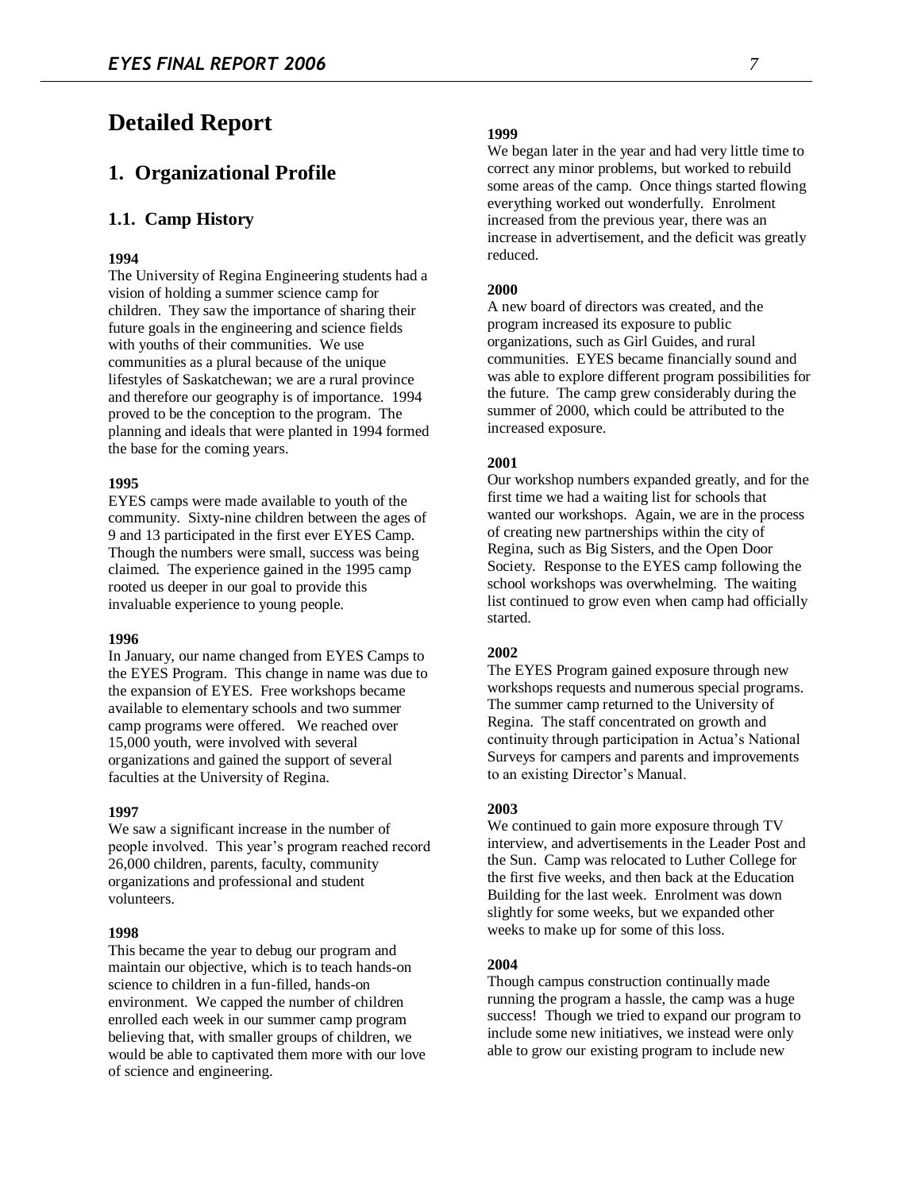# Detailed Report

## 1. Organizational Profile

### 1.1. Camp History

**1994**

The University of Regina Engineering students had a vision of holding a summer science camp for children. They saw the importance of sharing their future goals in the engineering and science fields with youths of their communities. We use communities as a plural because of the unique lifestyles of Saskatchewan; we are a rural province and therefore our geography is of importance. 1994 proved to be the conception to the program. The planning and ideals that were planted in 1994 formed the base for the coming years.

**1995**

EYES camps were made available to youth of the community. Sixty-nine children between the ages of 9 and 13 participated in the first ever EYES Camp. Though the numbers were small, success was being claimed. The experience gained in the 1995 camp rooted us deeper in our goal to provide this invaluable experience to young people.

**1996**

In January, our name changed from EYES Camps to the EYES Program. This change in name was due to the expansion of EYES. Free workshops became available to elementary schools and two summer camp programs were offered. We reached over 15,000 youth, were involved with several organizations and gained the support of several faculties at the University of Regina.

**1997**

We saw a significant increase in the number of people involved. This year's program reached record 26,000 children, parents, faculty, community organizations and professional and student volunteers.

**1998**

This became the year to debug our program and maintain our objective, which is to teach hands-on science to children in a fun-filled, hands-on environment. We capped the number of children enrolled each week in our summer camp program believing that, with smaller groups of children, we would be able to captivated them more with our love of science and engineering.

**1999**

We began later in the year and had very little time to correct any minor problems, but worked to rebuild some areas of the camp. Once things started flowing everything worked out wonderfully. Enrolment increased from the previous year, there was an increase in advertisement, and the deficit was greatly reduced.

**2000**

A new board of directors was created, and the program increased its exposure to public organizations, such as Girl Guides, and rural communities. EYES became financially sound and was able to explore different program possibilities for the future. The camp grew considerably during the summer of 2000, which could be attributed to the increased exposure.

**2001**

Our workshop numbers expanded greatly, and for the first time we had a waiting list for schools that wanted our workshops. Again, we are in the process of creating new partnerships within the city of Regina, such as Big Sisters, and the Open Door Society. Response to the EYES camp following the school workshops was overwhelming. The waiting list continued to grow even when camp had officially started.

**2002**

The EYES Program gained exposure through new workshops requests and numerous special programs. The summer camp returned to the University of Regina. The staff concentrated on growth and continuity through participation in Actua's National Surveys for campers and parents and improvements to an existing Director's Manual.

**2003**

We continued to gain more exposure through TV interview, and advertisements in the Leader Post and the Sun. Camp was relocated to Luther College for the first five weeks, and then back at the Education Building for the last week. Enrolment was down slightly for some weeks, but we expanded other weeks to make up for some of this loss.

**2004**

Though campus construction continually made running the program a hassle, the camp was a huge success! Though we tried to expand our program to include some new initiatives, we instead were only able to grow our existing program to include new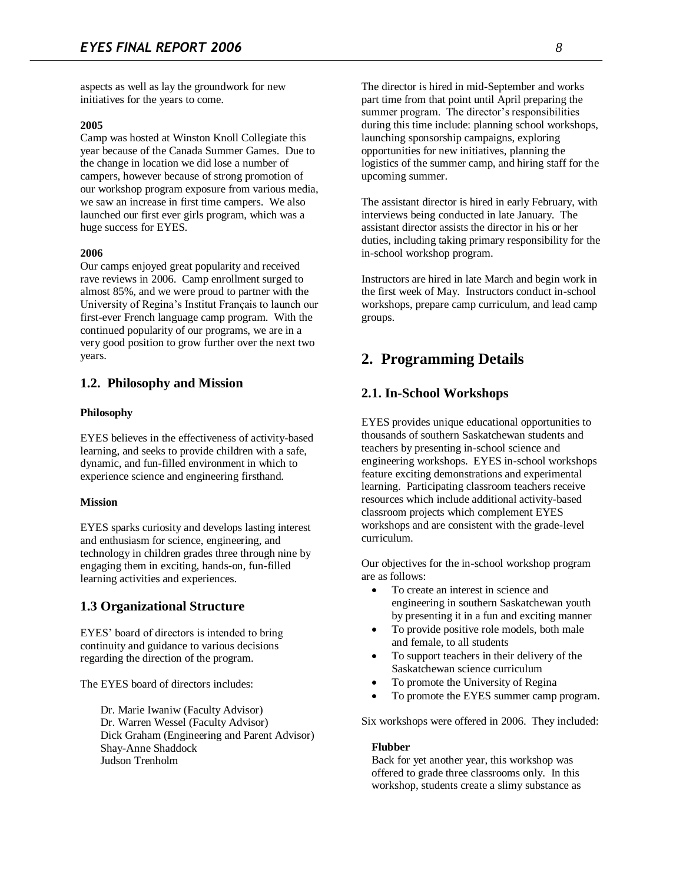aspects as well as lay the groundwork for new initiatives for the years to come.

**2005**

Camp was hosted at Winston Knoll Collegiate this year because of the Canada Summer Games. Due to the change in location we did lose a number of campers, however because of strong promotion of our workshop program exposure from various media, we saw an increase in first time campers. We also launched our first ever girls program, which was a huge success for EYES.

**2006**

Our camps enjoyed great popularity and received rave reviews in 2006. Camp enrollment surged to almost 85%, and we were proud to partner with the University of Regina's Institut Français to launch our first-ever French language camp program. With the continued popularity of our programs, we are in a very good position to grow further over the next two years.

## 1.2. Philosophy and Mission

**Philosophy**

EYES believes in the effectiveness of activity-based learning, and seeks to provide children with a safe, dynamic, and fun-filled environment in which to experience science and engineering firsthand.

**Mission**

EYES sparks curiosity and develops lasting interest and enthusiasm for science, engineering, and technology in children grades three through nine by engaging them in exciting, hands-on, fun-filled learning activities and experiences.

## 1.3 Organizational Structure

EYES' board of directors is intended to bring continuity and guidance to various decisions regarding the direction of the program.

The EYES board of directors includes:

Dr. Marie Iwaniw (Faculty Advisor)
Dr. Warren Wessel (Faculty Advisor)
Dick Graham (Engineering and Parent Advisor)
Shay-Anne Shaddock
Judson Trenholm

The director is hired in mid-September and works part time from that point until April preparing the summer program. The director's responsibilities during this time include: planning school workshops, launching sponsorship campaigns, exploring opportunities for new initiatives, planning the logistics of the summer camp, and hiring staff for the upcoming summer.

The assistant director is hired in early February, with interviews being conducted in late January. The assistant director assists the director in his or her duties, including taking primary responsibility for the in-school workshop program.

Instructors are hired in late March and begin work in the first week of May. Instructors conduct in-school workshops, prepare camp curriculum, and lead camp groups.

# 2. Programming Details

## 2.1. In-School Workshops

EYES provides unique educational opportunities to thousands of southern Saskatchewan students and teachers by presenting in-school science and engineering workshops. EYES in-school workshops feature exciting demonstrations and experimental learning. Participating classroom teachers receive resources which include additional activity-based classroom projects which complement EYES workshops and are consistent with the grade-level curriculum.

Our objectives for the in-school workshop program are as follows:

- To create an interest in science and engineering in southern Saskatchewan youth by presenting it in a fun and exciting manner
- To provide positive role models, both male and female, to all students
- To support teachers in their delivery of the Saskatchewan science curriculum
- To promote the University of Regina
- To promote the EYES summer camp program.

Six workshops were offered in 2006. They included:

**Flubber**

Back for yet another year, this workshop was offered to grade three classrooms only. In this workshop, students create a slimy substance as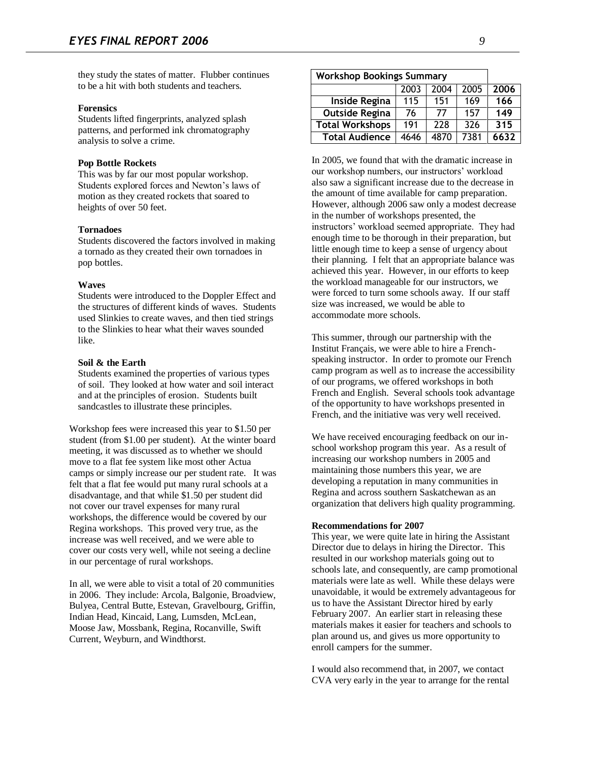they study the states of matter. Flubber continues to be a hit with both students and teachers.

**Forensics**
Students lifted fingerprints, analyzed splash patterns, and performed ink chromatography analysis to solve a crime.

**Pop Bottle Rockets**
This was by far our most popular workshop. Students explored forces and Newton's laws of motion as they created rockets that soared to heights of over 50 feet.

**Tornadoes**
Students discovered the factors involved in making a tornado as they created their own tornadoes in pop bottles.

**Waves**
Students were introduced to the Doppler Effect and the structures of different kinds of waves. Students used Slinkies to create waves, and then tied strings to the Slinkies to hear what their waves sounded like.

**Soil & the Earth**
Students examined the properties of various types of soil. They looked at how water and soil interact and at the principles of erosion. Students built sandcastles to illustrate these principles.

Workshop fees were increased this year to $1.50 per student (from $1.00 per student). At the winter board meeting, it was discussed as to whether we should move to a flat fee system like most other Actua camps or simply increase our per student rate. It was felt that a flat fee would put many rural schools at a disadvantage, and that while $1.50 per student did not cover our travel expenses for many rural workshops, the difference would be covered by our Regina workshops. This proved very true, as the increase was well received, and we were able to cover our costs very well, while not seeing a decline in our percentage of rural workshops.

In all, we were able to visit a total of 20 communities in 2006. They include: Arcola, Balgonie, Broadview, Bulyea, Central Butte, Estevan, Gravelbourg, Griffin, Indian Head, Kincaid, Lang, Lumsden, McLean, Moose Jaw, Mossbank, Regina, Rocanville, Swift Current, Weyburn, and Windthorst.

| Workshop Bookings Summary | | | | |
|---|---|---|---|---|
| | 2003 | 2004 | 2005 | **2006** |
| Inside Regina | 115 | 151 | 169 | **166** |
| Outside Regina | 76 | 77 | 157 | **149** |
| Total Workshops | 191 | 228 | 326 | **315** |
| Total Audience | 4646 | 4870 | 7381 | **6632** |

In 2005, we found that with the dramatic increase in our workshop numbers, our instructors' workload also saw a significant increase due to the decrease in the amount of time available for camp preparation. However, although 2006 saw only a modest decrease in the number of workshops presented, the instructors' workload seemed appropriate. They had enough time to be thorough in their preparation, but little enough time to keep a sense of urgency about their planning. I felt that an appropriate balance was achieved this year. However, in our efforts to keep the workload manageable for our instructors, we were forced to turn some schools away. If our staff size was increased, we would be able to accommodate more schools.

This summer, through our partnership with the Institut Français, we were able to hire a French-speaking instructor. In order to promote our French camp program as well as to increase the accessibility of our programs, we offered workshops in both French and English. Several schools took advantage of the opportunity to have workshops presented in French, and the initiative was very well received.

We have received encouraging feedback on our in-school workshop program this year. As a result of increasing our workshop numbers in 2005 and maintaining those numbers this year, we are developing a reputation in many communities in Regina and across southern Saskatchewan as an organization that delivers high quality programming.

**Recommendations for 2007**
This year, we were quite late in hiring the Assistant Director due to delays in hiring the Director. This resulted in our workshop materials going out to schools late, and consequently, are camp promotional materials were late as well. While these delays were unavoidable, it would be extremely advantageous for us to have the Assistant Director hired by early February 2007. An earlier start in releasing these materials makes it easier for teachers and schools to plan around us, and gives us more opportunity to enroll campers for the summer.

I would also recommend that, in 2007, we contact CVA very early in the year to arrange for the rental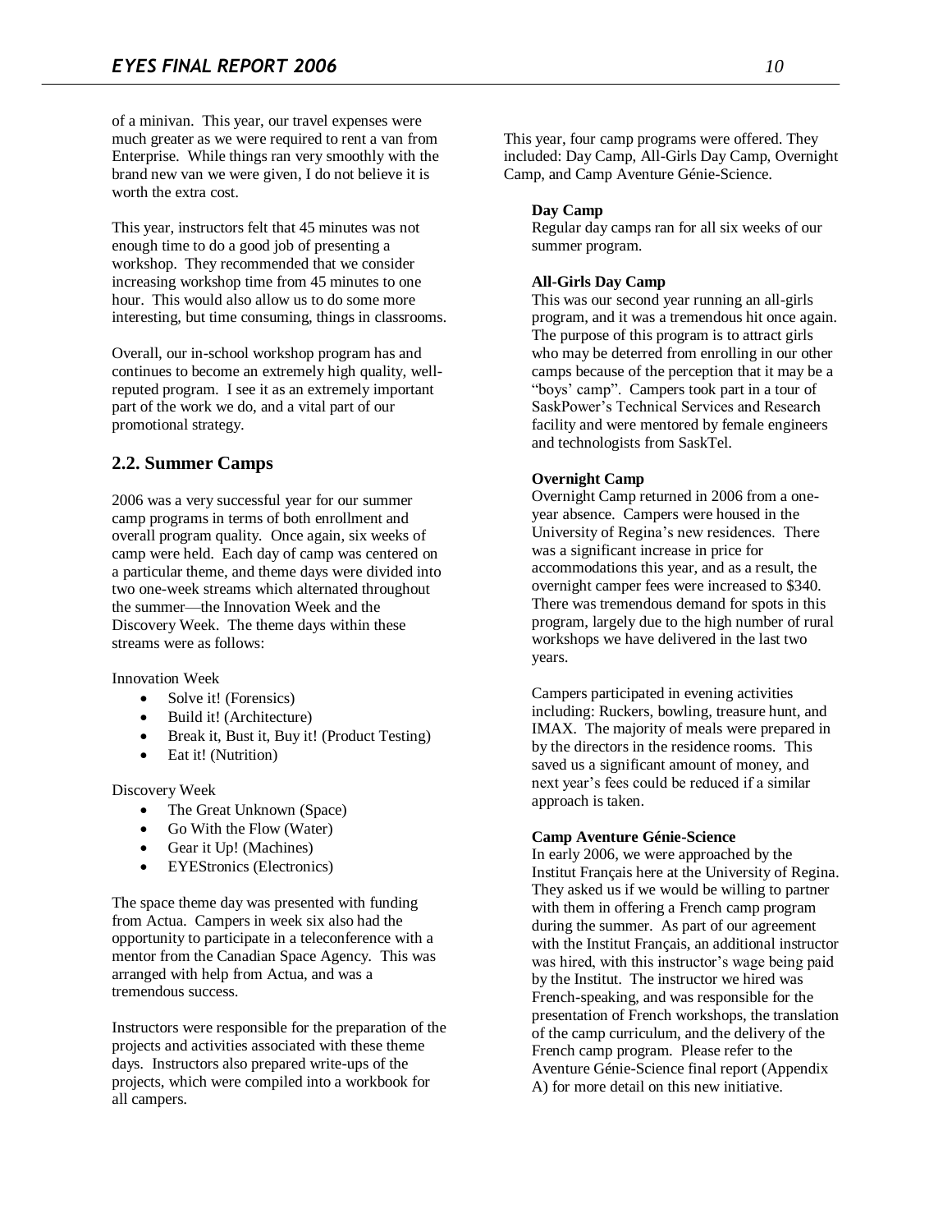of a minivan. This year, our travel expenses were much greater as we were required to rent a van from Enterprise. While things ran very smoothly with the brand new van we were given, I do not believe it is worth the extra cost.

This year, instructors felt that 45 minutes was not enough time to do a good job of presenting a workshop. They recommended that we consider increasing workshop time from 45 minutes to one hour. This would also allow us to do some more interesting, but time consuming, things in classrooms.

Overall, our in-school workshop program has and continues to become an extremely high quality, well-reputed program. I see it as an extremely important part of the work we do, and a vital part of our promotional strategy.

## 2.2. Summer Camps

2006 was a very successful year for our summer camp programs in terms of both enrollment and overall program quality. Once again, six weeks of camp were held. Each day of camp was centered on a particular theme, and theme days were divided into two one-week streams which alternated throughout the summer—the Innovation Week and the Discovery Week. The theme days within these streams were as follows:

Innovation Week

- Solve it! (Forensics)
- Build it! (Architecture)
- Break it, Bust it, Buy it! (Product Testing)
- Eat it! (Nutrition)

Discovery Week

- The Great Unknown (Space)
- Go With the Flow (Water)
- Gear it Up! (Machines)
- EYEStronics (Electronics)

The space theme day was presented with funding from Actua. Campers in week six also had the opportunity to participate in a teleconference with a mentor from the Canadian Space Agency. This was arranged with help from Actua, and was a tremendous success.

Instructors were responsible for the preparation of the projects and activities associated with these theme days. Instructors also prepared write-ups of the projects, which were compiled into a workbook for all campers.

This year, four camp programs were offered. They included: Day Camp, All-Girls Day Camp, Overnight Camp, and Camp Aventure Génie-Science.

**Day Camp**
Regular day camps ran for all six weeks of our summer program.

**All-Girls Day Camp**
This was our second year running an all-girls program, and it was a tremendous hit once again. The purpose of this program is to attract girls who may be deterred from enrolling in our other camps because of the perception that it may be a "boys' camp". Campers took part in a tour of SaskPower's Technical Services and Research facility and were mentored by female engineers and technologists from SaskTel.

**Overnight Camp**
Overnight Camp returned in 2006 from a one-year absence. Campers were housed in the University of Regina's new residences. There was a significant increase in price for accommodations this year, and as a result, the overnight camper fees were increased to $340. There was tremendous demand for spots in this program, largely due to the high number of rural workshops we have delivered in the last two years.

Campers participated in evening activities including: Ruckers, bowling, treasure hunt, and IMAX. The majority of meals were prepared in by the directors in the residence rooms. This saved us a significant amount of money, and next year's fees could be reduced if a similar approach is taken.

**Camp Aventure Génie-Science**
In early 2006, we were approached by the Institut Français here at the University of Regina. They asked us if we would be willing to partner with them in offering a French camp program during the summer. As part of our agreement with the Institut Français, an additional instructor was hired, with this instructor's wage being paid by the Institut. The instructor we hired was French-speaking, and was responsible for the presentation of French workshops, the translation of the camp curriculum, and the delivery of the French camp program. Please refer to the Aventure Génie-Science final report (Appendix A) for more detail on this new initiative.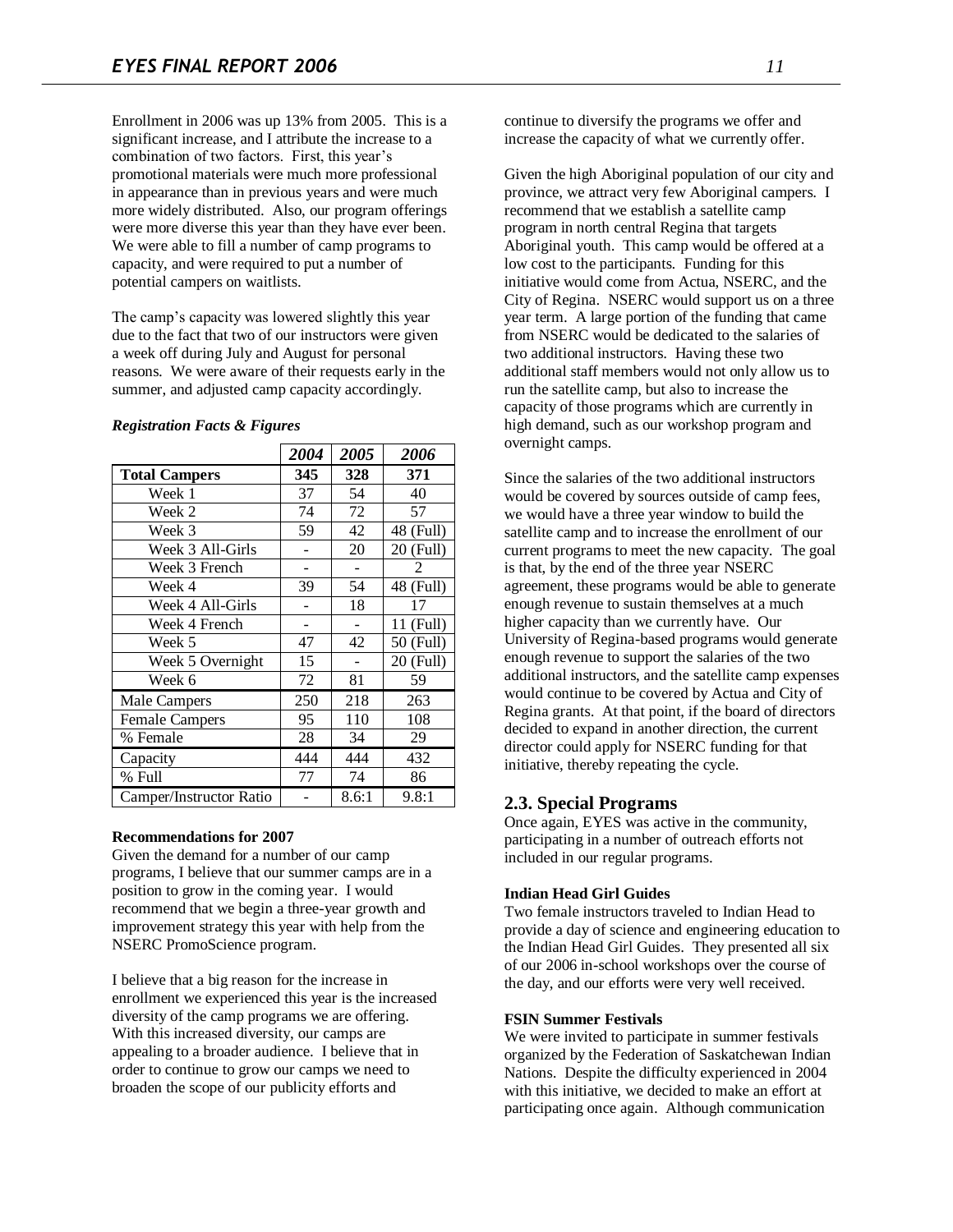Enrollment in 2006 was up 13% from 2005. This is a significant increase, and I attribute the increase to a combination of two factors. First, this year's promotional materials were much more professional in appearance than in previous years and were much more widely distributed. Also, our program offerings were more diverse this year than they have ever been. We were able to fill a number of camp programs to capacity, and were required to put a number of potential campers on waitlists.

The camp's capacity was lowered slightly this year due to the fact that two of our instructors were given a week off during July and August for personal reasons. We were aware of their requests early in the summer, and adjusted camp capacity accordingly.

***Registration Facts & Figures***

| | *2004* | *2005* | *2006* |
|---|---|---|---|
| **Total Campers** | **345** | **328** | **371** |
| Week 1 | 37 | 54 | 40 |
| Week 2 | 74 | 72 | 57 |
| Week 3 | 59 | 42 | 48 (Full) |
| Week 3 All-Girls | - | 20 | 20 (Full) |
| Week 3 French | - | - | 2 |
| Week 4 | 39 | 54 | 48 (Full) |
| Week 4 All-Girls | - | 18 | 17 |
| Week 4 French | - | - | 11 (Full) |
| Week 5 | 47 | 42 | 50 (Full) |
| Week 5 Overnight | 15 | - | 20 (Full) |
| Week 6 | 72 | 81 | 59 |
| Male Campers | 250 | 218 | 263 |
| Female Campers | 95 | 110 | 108 |
| % Female | 28 | 34 | 29 |
| Capacity | 444 | 444 | 432 |
| % Full | 77 | 74 | 86 |
| Camper/Instructor Ratio | - | 8.6:1 | 9.8:1 |

**Recommendations for 2007**

Given the demand for a number of our camp programs, I believe that our summer camps are in a position to grow in the coming year. I would recommend that we begin a three-year growth and improvement strategy this year with help from the NSERC PromoScience program.

I believe that a big reason for the increase in enrollment we experienced this year is the increased diversity of the camp programs we are offering. With this increased diversity, our camps are appealing to a broader audience. I believe that in order to continue to grow our camps we need to broaden the scope of our publicity efforts and continue to diversify the programs we offer and increase the capacity of what we currently offer.

Given the high Aboriginal population of our city and province, we attract very few Aboriginal campers. I recommend that we establish a satellite camp program in north central Regina that targets Aboriginal youth. This camp would be offered at a low cost to the participants. Funding for this initiative would come from Actua, NSERC, and the City of Regina. NSERC would support us on a three year term. A large portion of the funding that came from NSERC would be dedicated to the salaries of two additional instructors. Having these two additional staff members would not only allow us to run the satellite camp, but also to increase the capacity of those programs which are currently in high demand, such as our workshop program and overnight camps.

Since the salaries of the two additional instructors would be covered by sources outside of camp fees, we would have a three year window to build the satellite camp and to increase the enrollment of our current programs to meet the new capacity. The goal is that, by the end of the three year NSERC agreement, these programs would be able to generate enough revenue to sustain themselves at a much higher capacity than we currently have. Our University of Regina-based programs would generate enough revenue to support the salaries of the two additional instructors, and the satellite camp expenses would continue to be covered by Actua and City of Regina grants. At that point, if the board of directors decided to expand in another direction, the current director could apply for NSERC funding for that initiative, thereby repeating the cycle.

## 2.3. Special Programs

Once again, EYES was active in the community, participating in a number of outreach efforts not included in our regular programs.

**Indian Head Girl Guides**

Two female instructors traveled to Indian Head to provide a day of science and engineering education to the Indian Head Girl Guides. They presented all six of our 2006 in-school workshops over the course of the day, and our efforts were very well received.

**FSIN Summer Festivals**

We were invited to participate in summer festivals organized by the Federation of Saskatchewan Indian Nations. Despite the difficulty experienced in 2004 with this initiative, we decided to make an effort at participating once again. Although communication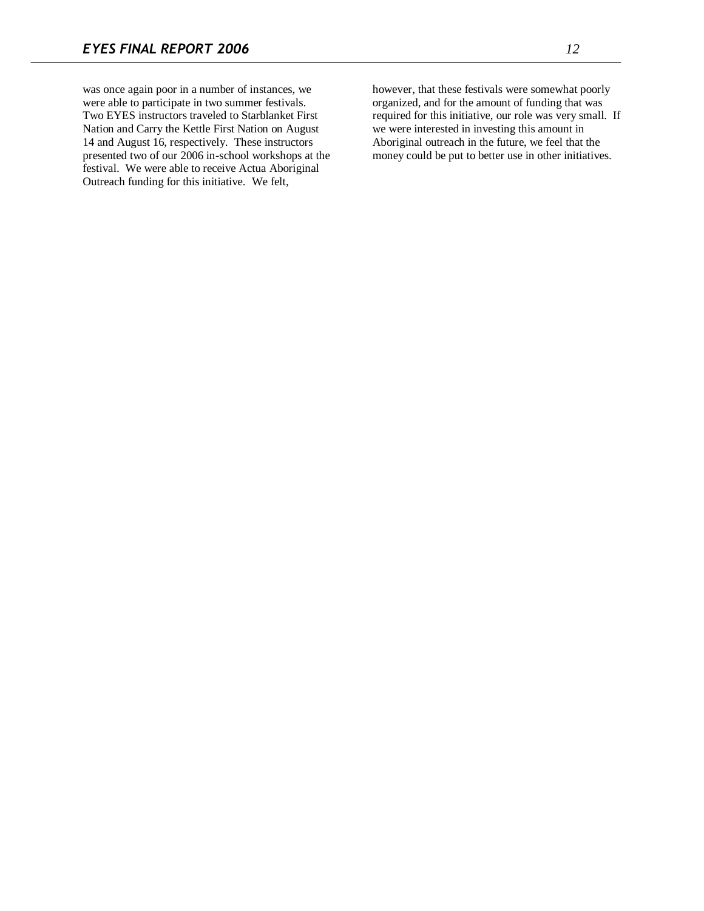was once again poor in a number of instances, we were able to participate in two summer festivals. Two EYES instructors traveled to Starblanket First Nation and Carry the Kettle First Nation on August 14 and August 16, respectively. These instructors presented two of our 2006 in-school workshops at the festival. We were able to receive Actua Aboriginal Outreach funding for this initiative. We felt, however, that these festivals were somewhat poorly organized, and for the amount of funding that was required for this initiative, our role was very small. If we were interested in investing this amount in Aboriginal outreach in the future, we feel that the money could be put to better use in other initiatives.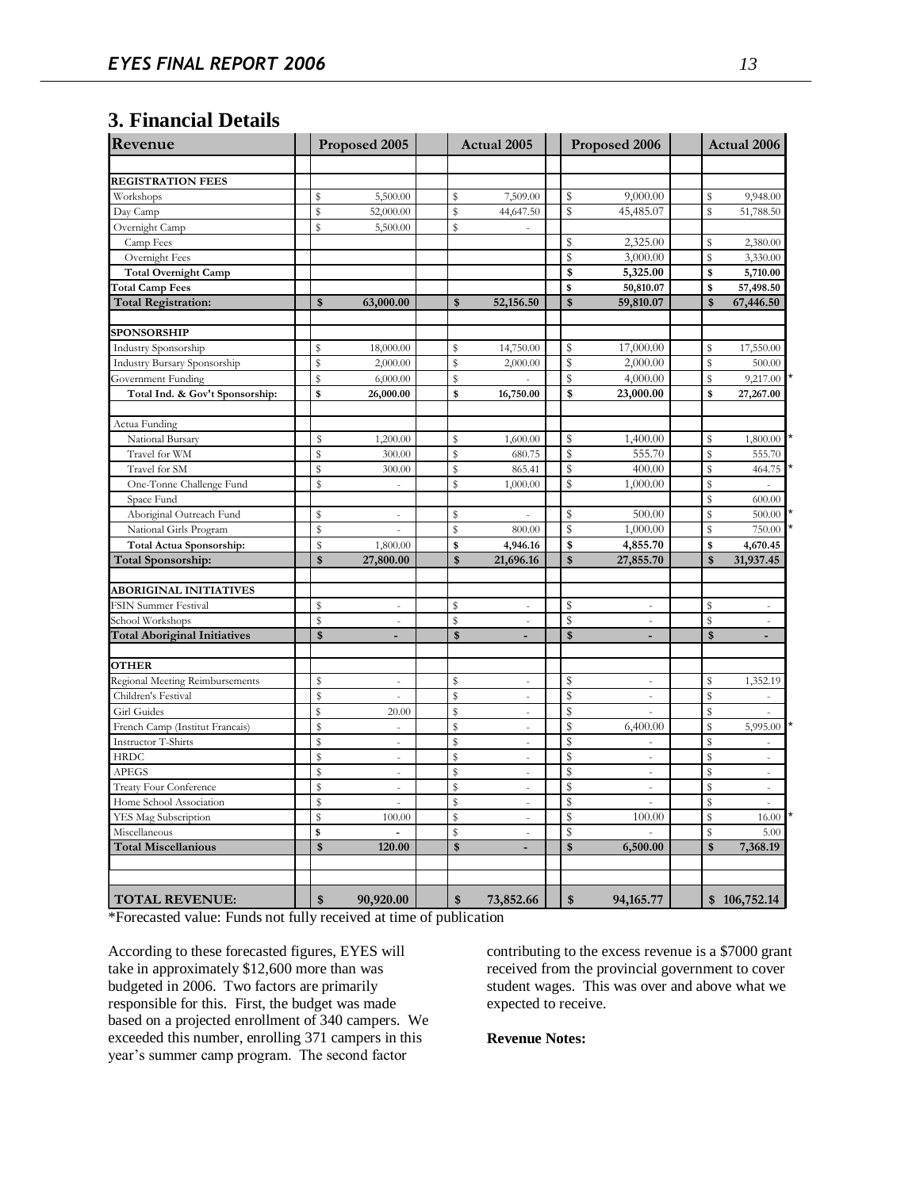## 3. Financial Details

| Revenue | Proposed 2005 | Actual 2005 | Proposed 2006 | Actual 2006 |
|---|---|---|---|---|
| **REGISTRATION FEES** | | | | |
| Workshops | $ 5,500.00 | $ 7,509.00 | $ 9,000.00 | $ 9,948.00 |
| Day Camp | $ 52,000.00 | $ 44,647.50 | $ 45,485.07 | $ 51,788.50 |
| Overnight Camp | $ 5,500.00 | $ - | | |
| Camp Fees | | | $ 2,325.00 | $ 2,380.00 |
| Overnight Fees | | | $ 3,000.00 | $ 3,330.00 |
| **Total Overnight Camp** | | | **$ 5,325.00** | **$ 5,710.00** |
| **Total Camp Fees** | | | **$ 50,810.07** | **$ 57,498.50** |
| **Total Registration:** | **$ 63,000.00** | **$ 52,156.50** | **$ 59,810.07** | **$ 67,446.50** |
| **SPONSORSHIP** | | | | |
| Industry Sponsorship | $ 18,000.00 | $ 14,750.00 | $ 17,000.00 | $ 17,550.00 |
| Industry Bursary Sponsorship | $ 2,000.00 | $ 2,000.00 | $ 2,000.00 | $ 500.00 |
| Government Funding | $ 6,000.00 | $ - | $ 4,000.00 | $ 9,217.00 * |
| **Total Ind. & Gov't Sponsorship:** | **$ 26,000.00** | **$ 16,750.00** | **$ 23,000.00** | **$ 27,267.00** |
| Actua Funding | | | | |
| National Bursary | $ 1,200.00 | $ 1,600.00 | $ 1,400.00 | $ 1,800.00 * |
| Travel for WM | $ 300.00 | $ 680.75 | $ 555.70 | $ 555.70 |
| Travel for SM | $ 300.00 | $ 865.41 | $ 400.00 | $ 464.75 * |
| One-Tonne Challenge Fund | $ - | $ 1,000.00 | $ 1,000.00 | $ - |
| Space Fund | | | | $ 600.00 |
| Aboriginal Outreach Fund | $ - | $ - | $ 500.00 | $ 500.00 * |
| National Girls Program | $ - | $ 800.00 | $ 1,000.00 | $ 750.00 * |
| **Total Actua Sponsorship:** | $ 1,800.00 | **$ 4,946.16** | **$ 4,855.70** | **$ 4,670.45** |
| **Total Sponsorship:** | **$ 27,800.00** | **$ 21,696.16** | **$ 27,855.70** | **$ 31,937.45** |
| **ABORIGINAL INITIATIVES** | | | | |
| FSIN Summer Festival | $ - | $ - | $ - | $ - |
| School Workshops | $ - | $ - | $ - | $ - |
| **Total Aboriginal Initiatives** | **$ -** | **$ -** | **$ -** | **$ -** |
| **OTHER** | | | | |
| Regional Meeting Reimbursements | $ - | $ - | $ - | $ 1,352.19 |
| Children's Festival | $ - | $ - | $ - | $ - |
| Girl Guides | $ 20.00 | $ - | $ - | $ - |
| French Camp (Institut Francais) | $ - | $ - | $ 6,400.00 | $ 5,995.00 * |
| Instructor T-Shirts | $ - | $ - | $ - | $ - |
| HRDC | $ - | $ - | $ - | $ - |
| APEGS | $ - | $ - | $ - | $ - |
| Treaty Four Conference | $ - | $ - | $ - | $ - |
| Home School Association | $ - | $ - | $ - | $ - |
| YES Mag Subscription | $ 100.00 | $ - | $ 100.00 | $ 16.00 * |
| Miscellaneous | $ - | $ - | $ - | $ 5.00 |
| **Total Miscellanious** | **$ 120.00** | **$ -** | **$ 6,500.00** | **$ 7,368.19** |
| **TOTAL REVENUE:** | **$ 90,920.00** | **$ 73,852.66** | **$ 94,165.77** | **$ 106,752.14** |

*Forecasted value: Funds not fully received at time of publication

According to these forecasted figures, EYES will take in approximately $12,600 more than was budgeted in 2006. Two factors are primarily responsible for this. First, the budget was made based on a projected enrollment of 340 campers. We exceeded this number, enrolling 371 campers in this year's summer camp program. The second factor contributing to the excess revenue is a $7000 grant received from the provincial government to cover student wages. This was over and above what we expected to receive.

**Revenue Notes:**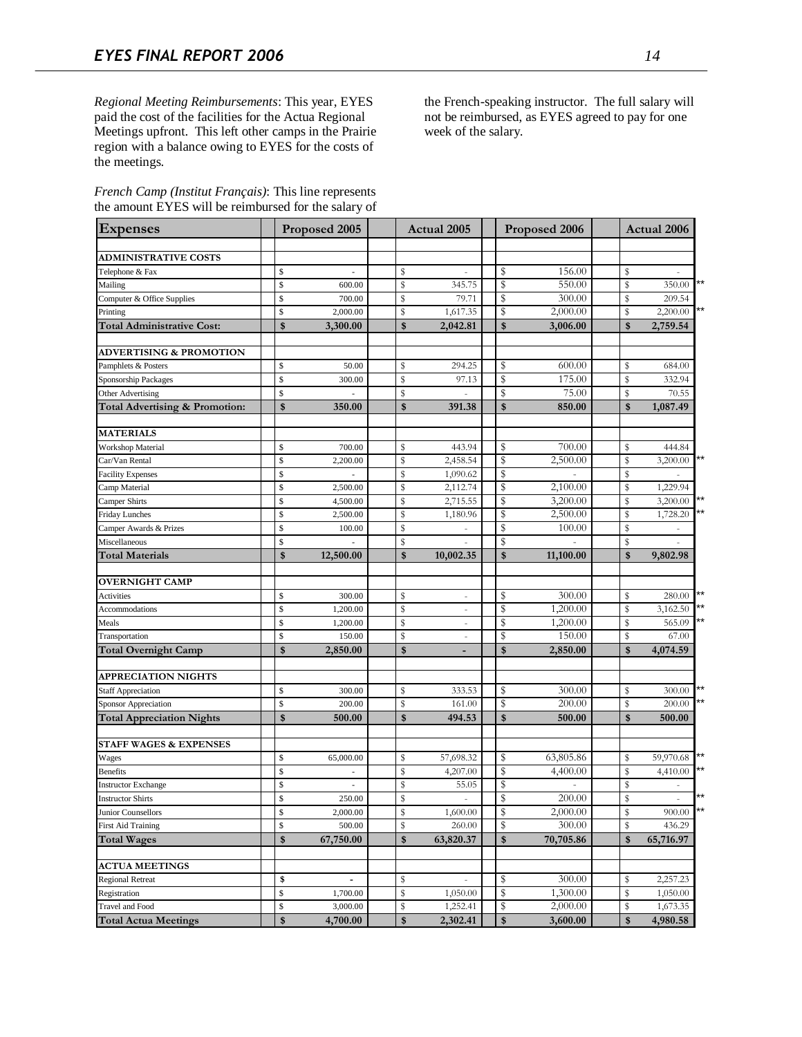*Regional Meeting Reimbursements*: This year, EYES paid the cost of the facilities for the Actua Regional Meetings upfront. This left other camps in the Prairie region with a balance owing to EYES for the costs of the meetings.

*French Camp (Institut Français)*: This line represents the amount EYES will be reimbursed for the salary of the French-speaking instructor. The full salary will not be reimbursed, as EYES agreed to pay for one week of the salary.

| Expenses | Proposed 2005 | Actual 2005 | Proposed 2006 | Actual 2006 | |
|---|---|---|---|---|---|
| **ADMINISTRATIVE COSTS** | | | | | |
| Telephone & Fax | $ - | $ - | $ 156.00 | $ - | |
| Mailing | $ 600.00 | $ 345.75 | $ 550.00 | $ 350.00 | ** |
| Computer & Office Supplies | $ 700.00 | $ 79.71 | $ 300.00 | $ 209.54 | |
| Printing | $ 2,000.00 | $ 1,617.35 | $ 2,000.00 | $ 2,200.00 | ** |
| **Total Administrative Cost:** | **$ 3,300.00** | **$ 2,042.81** | **$ 3,006.00** | **$ 2,759.54** | |
| **ADVERTISING & PROMOTION** | | | | | |
| Pamphlets & Posters | $ 50.00 | $ 294.25 | $ 600.00 | $ 684.00 | |
| Sponsorship Packages | $ 300.00 | $ 97.13 | $ 175.00 | $ 332.94 | |
| Other Advertising | $ - | $ - | $ 75.00 | $ 70.55 | |
| **Total Advertising & Promotion:** | **$ 350.00** | **$ 391.38** | **$ 850.00** | **$ 1,087.49** | |
| **MATERIALS** | | | | | |
| Workshop Material | $ 700.00 | $ 443.94 | $ 700.00 | $ 444.84 | |
| Car/Van Rental | $ 2,200.00 | $ 2,458.54 | $ 2,500.00 | $ 3,200.00 | ** |
| Facility Expenses | $ - | $ 1,090.62 | $ - | $ - | |
| Camp Material | $ 2,500.00 | $ 2,112.74 | $ 2,100.00 | $ 1,229.94 | |
| Camper Shirts | $ 4,500.00 | $ 2,715.55 | $ 3,200.00 | $ 3,200.00 | ** |
| Friday Lunches | $ 2,500.00 | $ 1,180.96 | $ 2,500.00 | $ 1,728.20 | ** |
| Camper Awards & Prizes | $ 100.00 | $ - | $ 100.00 | $ - | |
| Miscellaneous | $ - | $ - | $ - | $ - | |
| **Total Materials** | **$ 12,500.00** | **$ 10,002.35** | **$ 11,100.00** | **$ 9,802.98** | |
| **OVERNIGHT CAMP** | | | | | |
| Activities | $ 300.00 | $ - | $ 300.00 | $ 280.00 | ** |
| Accommodations | $ 1,200.00 | $ - | $ 1,200.00 | $ 3,162.50 | ** |
| Meals | $ 1,200.00 | $ - | $ 1,200.00 | $ 565.09 | ** |
| Transportation | $ 150.00 | $ - | $ 150.00 | $ 67.00 | |
| **Total Overnight Camp** | **$ 2,850.00** | **$ -** | **$ 2,850.00** | **$ 4,074.59** | |
| **APPRECIATION NIGHTS** | | | | | |
| Staff Appreciation | $ 300.00 | $ 333.53 | $ 300.00 | $ 300.00 | ** |
| Sponsor Appreciation | $ 200.00 | $ 161.00 | $ 200.00 | $ 200.00 | ** |
| **Total Appreciation Nights** | **$ 500.00** | **$ 494.53** | **$ 500.00** | **$ 500.00** | |
| **STAFF WAGES & EXPENSES** | | | | | |
| Wages | $ 65,000.00 | $ 57,698.32 | $ 63,805.86 | $ 59,970.68 | ** |
| Benefits | $ - | $ 4,207.00 | $ 4,400.00 | $ 4,410.00 | ** |
| Instructor Exchange | $ - | $ 55.05 | $ - | $ - | |
| Instructor Shirts | $ 250.00 | $ - | $ 200.00 | $ - | ** |
| Junior Counsellors | $ 2,000.00 | $ 1,600.00 | $ 2,000.00 | $ 900.00 | ** |
| First Aid Training | $ 500.00 | $ 260.00 | $ 300.00 | $ 436.29 | |
| **Total Wages** | **$ 67,750.00** | **$ 63,820.37** | **$ 70,705.86** | **$ 65,716.97** | |
| **ACTUA MEETINGS** | | | | | |
| Regional Retreat | $ - | $ - | $ 300.00 | $ 2,257.23 | |
| Registration | $ 1,700.00 | $ 1,050.00 | $ 1,300.00 | $ 1,050.00 | |
| Travel and Food | $ 3,000.00 | $ 1,252.41 | $ 2,000.00 | $ 1,673.35 | |
| **Total Actua Meetings** | **$ 4,700.00** | **$ 2,302.41** | **$ 3,600.00** | **$ 4,980.58** | |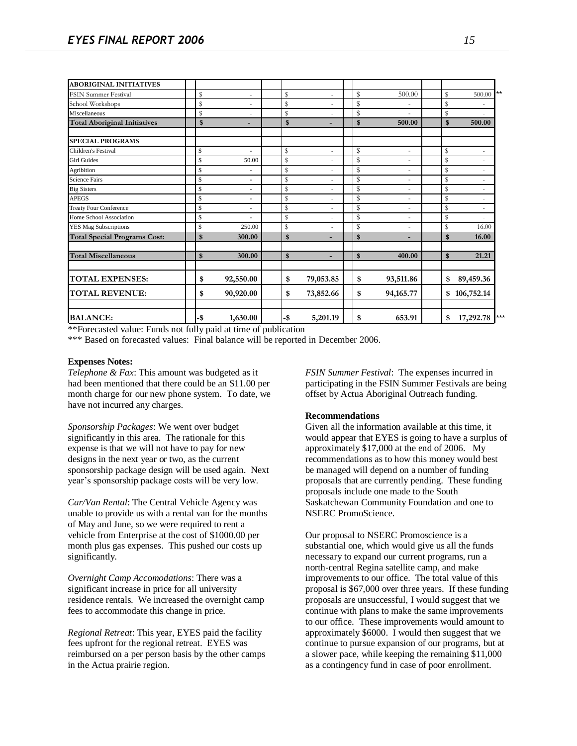| | | | | |
|---|---|---|---|---|
| **ABORIGINAL INITIATIVES** | | | | |
| FSIN Summer Festival | $ - | $ - | $ 500.00 | $ 500.00 ** |
| School Workshops | $ - | $ - | $ - | $ - |
| Miscellaneous | $ - | $ - | $ - | $ - |
| **Total Aboriginal Initiatives** | **$ -** | **$ -** | **$ 500.00** | **$ 500.00** |
| | | | | |
| **SPECIAL PROGRAMS** | | | | |
| Children's Festival | $ - | $ - | $ - | $ - |
| Girl Guides | $ 50.00 | $ - | $ - | $ - |
| Agribition | $ - | $ - | $ - | $ - |
| Science Fairs | $ - | $ - | $ - | $ - |
| Big Sisters | $ - | $ - | $ - | $ - |
| APEGS | $ - | $ - | $ - | $ - |
| Treaty Four Conference | $ - | $ - | $ - | $ - |
| Home School Association | $ - | $ - | $ - | $ - |
| YES Mag Subscriptions | $ 250.00 | $ - | $ - | $ 16.00 |
| **Total Special Programs Cost:** | **$ 300.00** | **$ -** | **$ -** | **$ 16.00** |
| | | | | |
| **Total Miscellaneous** | **$ 300.00** | **$ -** | **$ 400.00** | **$ 21.21** |
| | | | | |
| **TOTAL EXPENSES:** | **$ 92,550.00** | **$ 79,053.85** | **$ 93,511.86** | **$ 89,459.36** |
| **TOTAL REVENUE:** | **$ 90,920.00** | **$ 73,852.66** | **$ 94,165.77** | **$ 106,752.14** |
| | | | | |
| **BALANCE:** | **-$ 1,630.00** | **-$ 5,201.19** | **$ 653.91** | **$ 17,292.78** *** |

**Forecasted value: Funds not fully paid at time of publication

*** Based on forecasted values: Final balance will be reported in December 2006.

**Expenses Notes:**

*Telephone & Fax*: This amount was budgeted as it had been mentioned that there could be an $11.00 per month charge for our new phone system. To date, we have not incurred any charges.

*Sponsorship Packages*: We went over budget significantly in this area. The rationale for this expense is that we will not have to pay for new designs in the next year or two, as the current sponsorship package design will be used again. Next year's sponsorship package costs will be very low.

*Car/Van Rental*: The Central Vehicle Agency was unable to provide us with a rental van for the months of May and June, so we were required to rent a vehicle from Enterprise at the cost of $1000.00 per month plus gas expenses. This pushed our costs up significantly.

*Overnight Camp Accomodations*: There was a significant increase in price for all university residence rentals. We increased the overnight camp fees to accommodate this change in price.

*Regional Retreat*: This year, EYES paid the facility fees upfront for the regional retreat. EYES was reimbursed on a per person basis by the other camps in the Actua prairie region.

*FSIN Summer Festival*: The expenses incurred in participating in the FSIN Summer Festivals are being offset by Actua Aboriginal Outreach funding.

**Recommendations**

Given all the information available at this time, it would appear that EYES is going to have a surplus of approximately $17,000 at the end of 2006. My recommendations as to how this money would best be managed will depend on a number of funding proposals that are currently pending. These funding proposals include one made to the South Saskatchewan Community Foundation and one to NSERC PromoScience.

Our proposal to NSERC Promoscience is a substantial one, which would give us all the funds necessary to expand our current programs, run a north-central Regina satellite camp, and make improvements to our office. The total value of this proposal is $67,000 over three years. If these funding proposals are unsuccessful, I would suggest that we continue with plans to make the same improvements to our office. These improvements would amount to approximately $6000. I would then suggest that we continue to pursue expansion of our programs, but at a slower pace, while keeping the remaining $11,000 as a contingency fund in case of poor enrollment.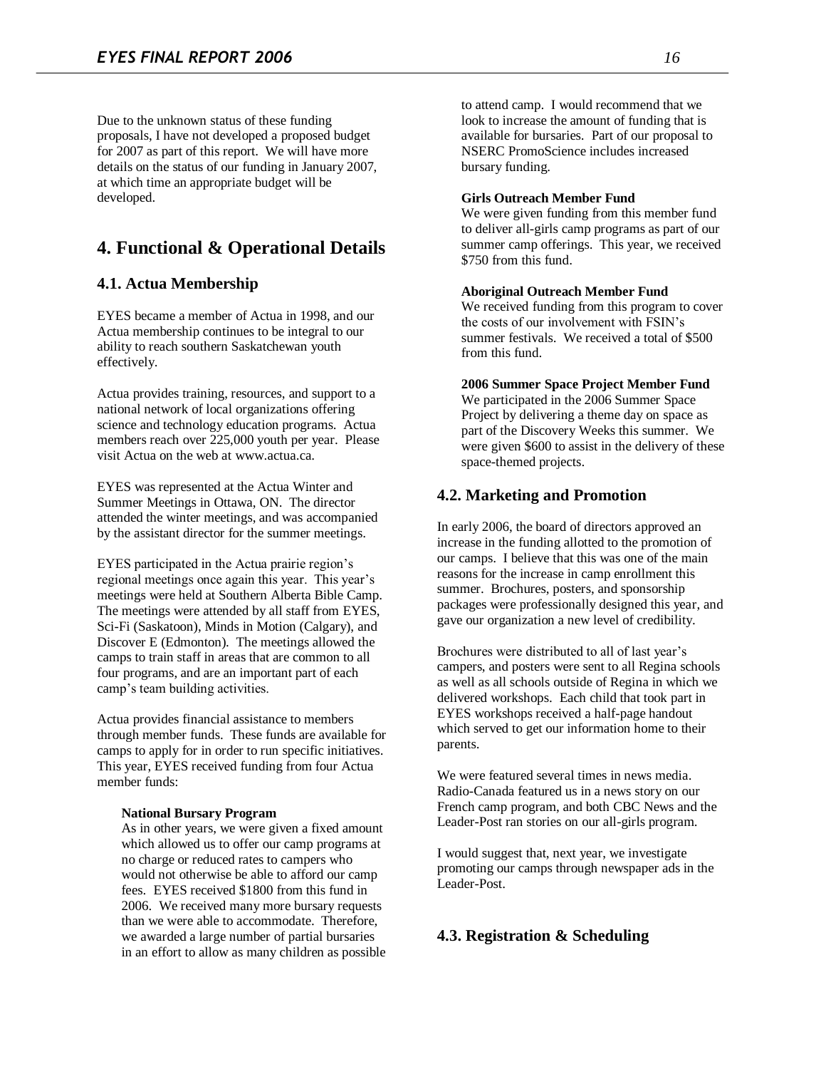Due to the unknown status of these funding proposals, I have not developed a proposed budget for 2007 as part of this report. We will have more details on the status of our funding in January 2007, at which time an appropriate budget will be developed.

# 4. Functional & Operational Details

## 4.1. Actua Membership

EYES became a member of Actua in 1998, and our Actua membership continues to be integral to our ability to reach southern Saskatchewan youth effectively.

Actua provides training, resources, and support to a national network of local organizations offering science and technology education programs. Actua members reach over 225,000 youth per year. Please visit Actua on the web at www.actua.ca.

EYES was represented at the Actua Winter and Summer Meetings in Ottawa, ON. The director attended the winter meetings, and was accompanied by the assistant director for the summer meetings.

EYES participated in the Actua prairie region's regional meetings once again this year. This year's meetings were held at Southern Alberta Bible Camp. The meetings were attended by all staff from EYES, Sci-Fi (Saskatoon), Minds in Motion (Calgary), and Discover E (Edmonton). The meetings allowed the camps to train staff in areas that are common to all four programs, and are an important part of each camp's team building activities.

Actua provides financial assistance to members through member funds. These funds are available for camps to apply for in order to run specific initiatives. This year, EYES received funding from four Actua member funds:

**National Bursary Program**
As in other years, we were given a fixed amount which allowed us to offer our camp programs at no charge or reduced rates to campers who would not otherwise be able to afford our camp fees. EYES received $1800 from this fund in 2006. We received many more bursary requests than we were able to accommodate. Therefore, we awarded a large number of partial bursaries in an effort to allow as many children as possible to attend camp. I would recommend that we look to increase the amount of funding that is available for bursaries. Part of our proposal to NSERC PromoScience includes increased bursary funding.

**Girls Outreach Member Fund**
We were given funding from this member fund to deliver all-girls camp programs as part of our summer camp offerings. This year, we received $750 from this fund.

**Aboriginal Outreach Member Fund**
We received funding from this program to cover the costs of our involvement with FSIN's summer festivals. We received a total of $500 from this fund.

**2006 Summer Space Project Member Fund**
We participated in the 2006 Summer Space Project by delivering a theme day on space as part of the Discovery Weeks this summer. We were given $600 to assist in the delivery of these space-themed projects.

## 4.2. Marketing and Promotion

In early 2006, the board of directors approved an increase in the funding allotted to the promotion of our camps. I believe that this was one of the main reasons for the increase in camp enrollment this summer. Brochures, posters, and sponsorship packages were professionally designed this year, and gave our organization a new level of credibility.

Brochures were distributed to all of last year's campers, and posters were sent to all Regina schools as well as all schools outside of Regina in which we delivered workshops. Each child that took part in EYES workshops received a half-page handout which served to get our information home to their parents.

We were featured several times in news media. Radio-Canada featured us in a news story on our French camp program, and both CBC News and the Leader-Post ran stories on our all-girls program.

I would suggest that, next year, we investigate promoting our camps through newspaper ads in the Leader-Post.

## 4.3. Registration & Scheduling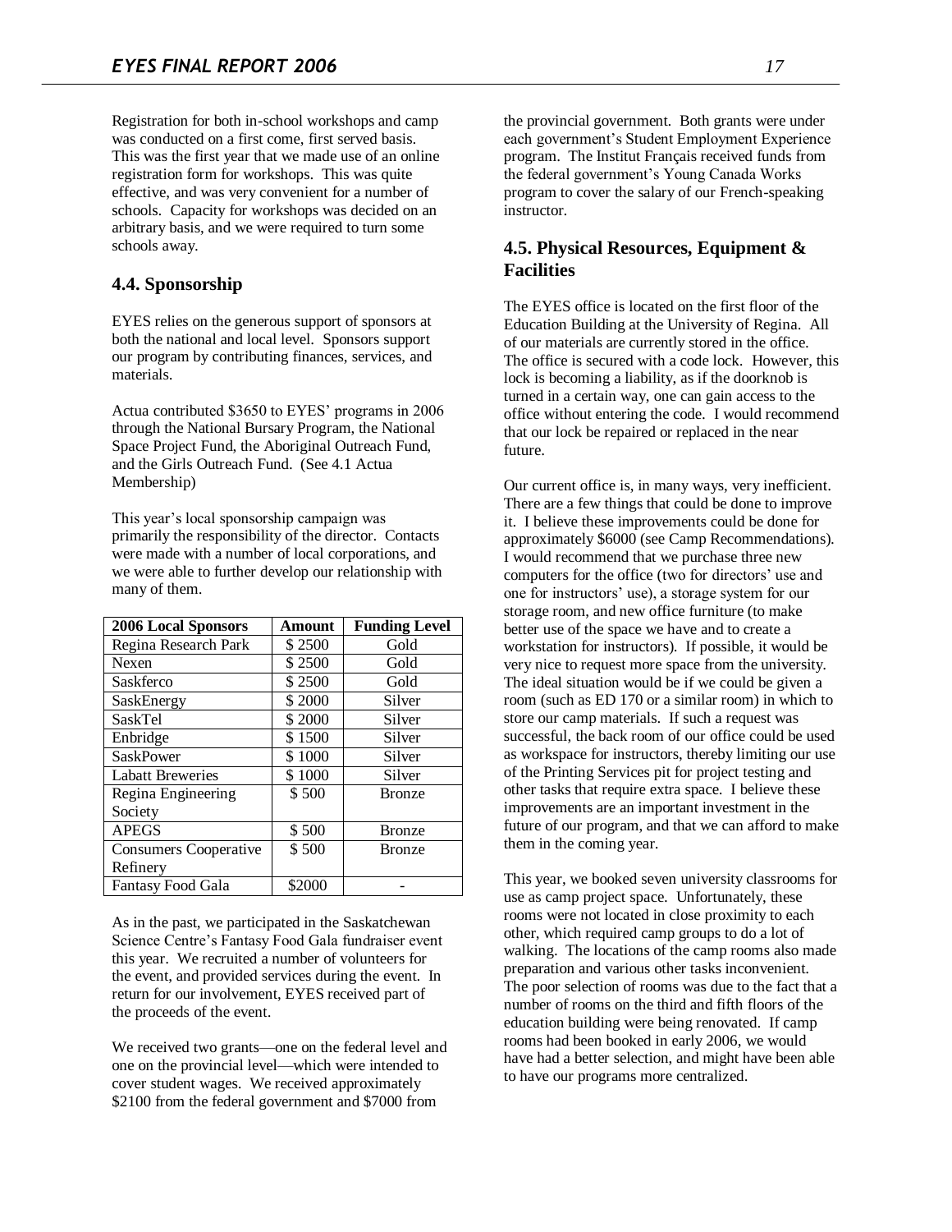Registration for both in-school workshops and camp was conducted on a first come, first served basis. This was the first year that we made use of an online registration form for workshops. This was quite effective, and was very convenient for a number of schools. Capacity for workshops was decided on an arbitrary basis, and we were required to turn some schools away.

## 4.4. Sponsorship

EYES relies on the generous support of sponsors at both the national and local level. Sponsors support our program by contributing finances, services, and materials.

Actua contributed $3650 to EYES' programs in 2006 through the National Bursary Program, the National Space Project Fund, the Aboriginal Outreach Fund, and the Girls Outreach Fund. (See 4.1 Actua Membership)

This year's local sponsorship campaign was primarily the responsibility of the director. Contacts were made with a number of local corporations, and we were able to further develop our relationship with many of them.

| 2006 Local Sponsors | Amount | Funding Level |
|---|---|---|
| Regina Research Park | $ 2500 | Gold |
| Nexen | $ 2500 | Gold |
| Saskferco | $ 2500 | Gold |
| SaskEnergy | $ 2000 | Silver |
| SaskTel | $ 2000 | Silver |
| Enbridge | $ 1500 | Silver |
| SaskPower | $ 1000 | Silver |
| Labatt Breweries | $ 1000 | Silver |
| Regina Engineering Society | $ 500 | Bronze |
| APEGS | $ 500 | Bronze |
| Consumers Cooperative Refinery | $ 500 | Bronze |
| Fantasy Food Gala | $2000 | - |

As in the past, we participated in the Saskatchewan Science Centre's Fantasy Food Gala fundraiser event this year. We recruited a number of volunteers for the event, and provided services during the event. In return for our involvement, EYES received part of the proceeds of the event.

We received two grants—one on the federal level and one on the provincial level—which were intended to cover student wages. We received approximately $2100 from the federal government and $7000 from the provincial government. Both grants were under each government's Student Employment Experience program. The Institut Français received funds from the federal government's Young Canada Works program to cover the salary of our French-speaking instructor.

## 4.5. Physical Resources, Equipment & Facilities

The EYES office is located on the first floor of the Education Building at the University of Regina. All of our materials are currently stored in the office. The office is secured with a code lock. However, this lock is becoming a liability, as if the doorknob is turned in a certain way, one can gain access to the office without entering the code. I would recommend that our lock be repaired or replaced in the near future.

Our current office is, in many ways, very inefficient. There are a few things that could be done to improve it. I believe these improvements could be done for approximately $6000 (see Camp Recommendations). I would recommend that we purchase three new computers for the office (two for directors' use and one for instructors' use), a storage system for our storage room, and new office furniture (to make better use of the space we have and to create a workstation for instructors). If possible, it would be very nice to request more space from the university. The ideal situation would be if we could be given a room (such as ED 170 or a similar room) in which to store our camp materials. If such a request was successful, the back room of our office could be used as workspace for instructors, thereby limiting our use of the Printing Services pit for project testing and other tasks that require extra space. I believe these improvements are an important investment in the future of our program, and that we can afford to make them in the coming year.

This year, we booked seven university classrooms for use as camp project space. Unfortunately, these rooms were not located in close proximity to each other, which required camp groups to do a lot of walking. The locations of the camp rooms also made preparation and various other tasks inconvenient. The poor selection of rooms was due to the fact that a number of rooms on the third and fifth floors of the education building were being renovated. If camp rooms had been booked in early 2006, we would have had a better selection, and might have been able to have our programs more centralized.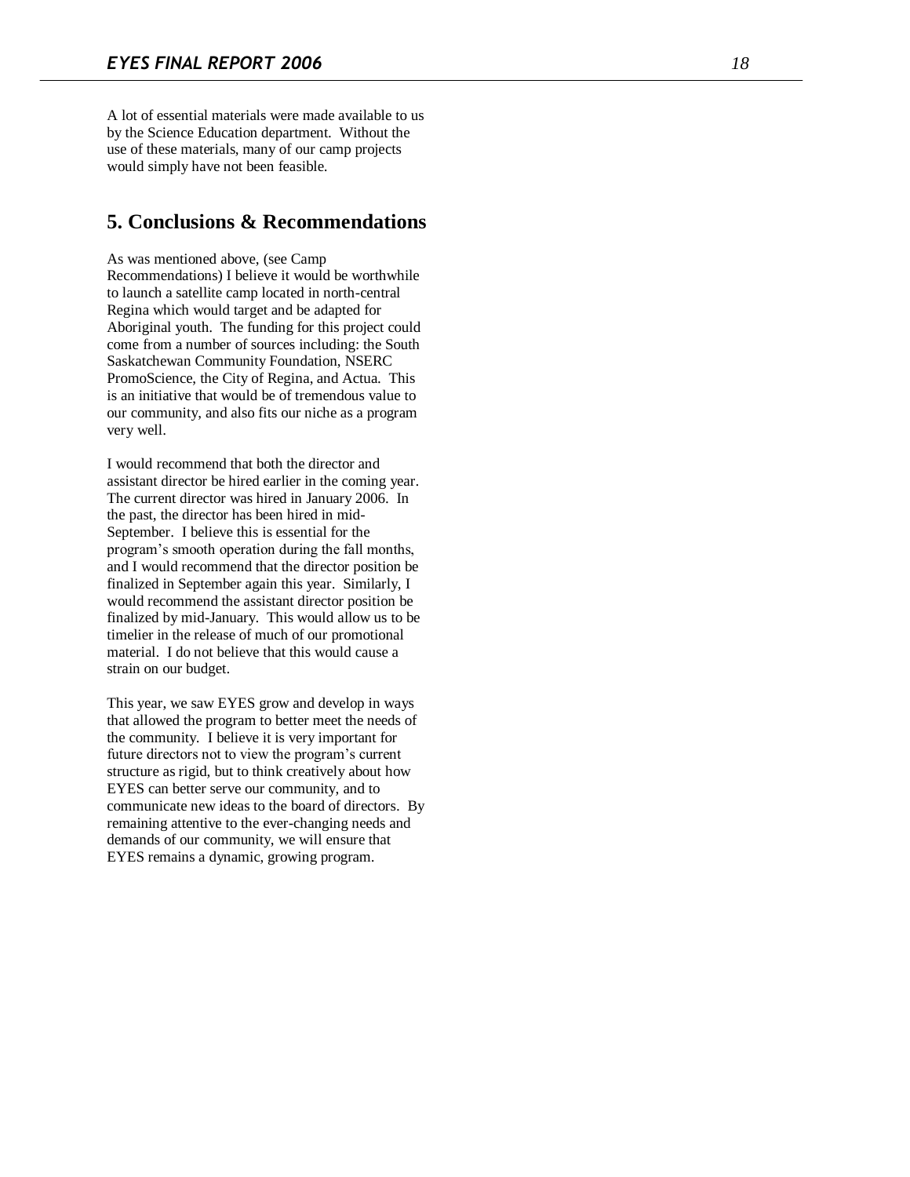A lot of essential materials were made available to us by the Science Education department. Without the use of these materials, many of our camp projects would simply have not been feasible.

## 5. Conclusions & Recommendations

As was mentioned above, (see Camp Recommendations) I believe it would be worthwhile to launch a satellite camp located in north-central Regina which would target and be adapted for Aboriginal youth. The funding for this project could come from a number of sources including: the South Saskatchewan Community Foundation, NSERC PromoScience, the City of Regina, and Actua. This is an initiative that would be of tremendous value to our community, and also fits our niche as a program very well.

I would recommend that both the director and assistant director be hired earlier in the coming year. The current director was hired in January 2006. In the past, the director has been hired in mid-September. I believe this is essential for the program's smooth operation during the fall months, and I would recommend that the director position be finalized in September again this year. Similarly, I would recommend the assistant director position be finalized by mid-January. This would allow us to be timelier in the release of much of our promotional material. I do not believe that this would cause a strain on our budget.

This year, we saw EYES grow and develop in ways that allowed the program to better meet the needs of the community. I believe it is very important for future directors not to view the program's current structure as rigid, but to think creatively about how EYES can better serve our community, and to communicate new ideas to the board of directors. By remaining attentive to the ever-changing needs and demands of our community, we will ensure that EYES remains a dynamic, growing program.